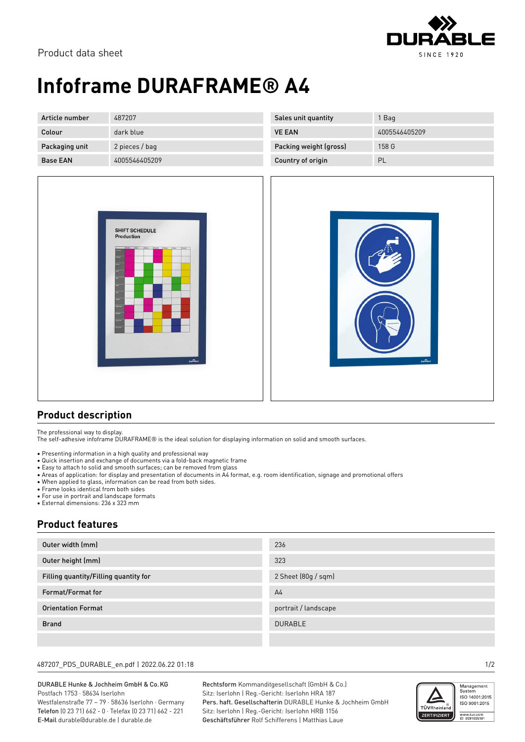Product data sheet

# Infoframe DURAFRAME® A4

| Article number | 487207 |
| --- | --- |
| Colour | dark blue |
| Packaging unit | 2 pieces / bag |
| Base EAN | 4005546405209 |

| Sales unit quantity | 1 Bag |
| --- | --- |
| VE EAN | 4005546405209 |
| Packing weight (gross) | 158 G |
| Country of origin | PL |

## Product description

The professional way to display.
The self-adhesive inframe DURAFRAME® is the ideal solution for displaying information on solid and smooth surfaces.

- Presenting information in a high quality and professional way
- Quick insertion and exchange of documents via a fold-back magnetic frame
- Easy to attach to solid and smooth surfaces; can be removed from glass
- Areas of application: for display and presentation of documents in A4 format, e.g. room identification, signage and promotional offers
- When applied to glass, information can be read from both sides.
- Frame looks identical from both sides
- For use in portrait and landscape formats
- External dimensions: 236 x 323 mm

## Product features

| Outer width (mm) | 236 |
| --- | --- |
| Outer height (mm) | 323 |
| Filling quantity/Filling quantity for | 2 Sheet (80g / sqm) |
| Format/Format for | A4 |
| Orientation Format | portrait / landscape |
| Brand | DURABLE |
| | |

487207_PDS_DURABLE_en.pdf | 2022.06.22 01:18

DURABLE Hunke & Jochheim GmbH & Co.KG
Postfach 1753 · 58634 Iserlohn
Westfalenstraße 77 – 79 · 58636 Iserlohn · Germany
**Telefon** (0 23 71) 662 - 0 · Telefax (0 23 71) 662 - 221
**E-Mail** durable@durable.de | durable.de

**Rechtsform** Kommanditgesellschaft (GmbH & Co.)
Sitz: Iserlohn | Reg.-Gericht: Iserlohn HRA 187
**Pers. haft. Gesellschafterin** DURABLE Hunke & Jochheim GmbH
Sitz: Iserlohn | Reg.-Gericht: Iserlohn HRB 1156
**Geschäftsführer** Rolf Schifferens | Matthias Laue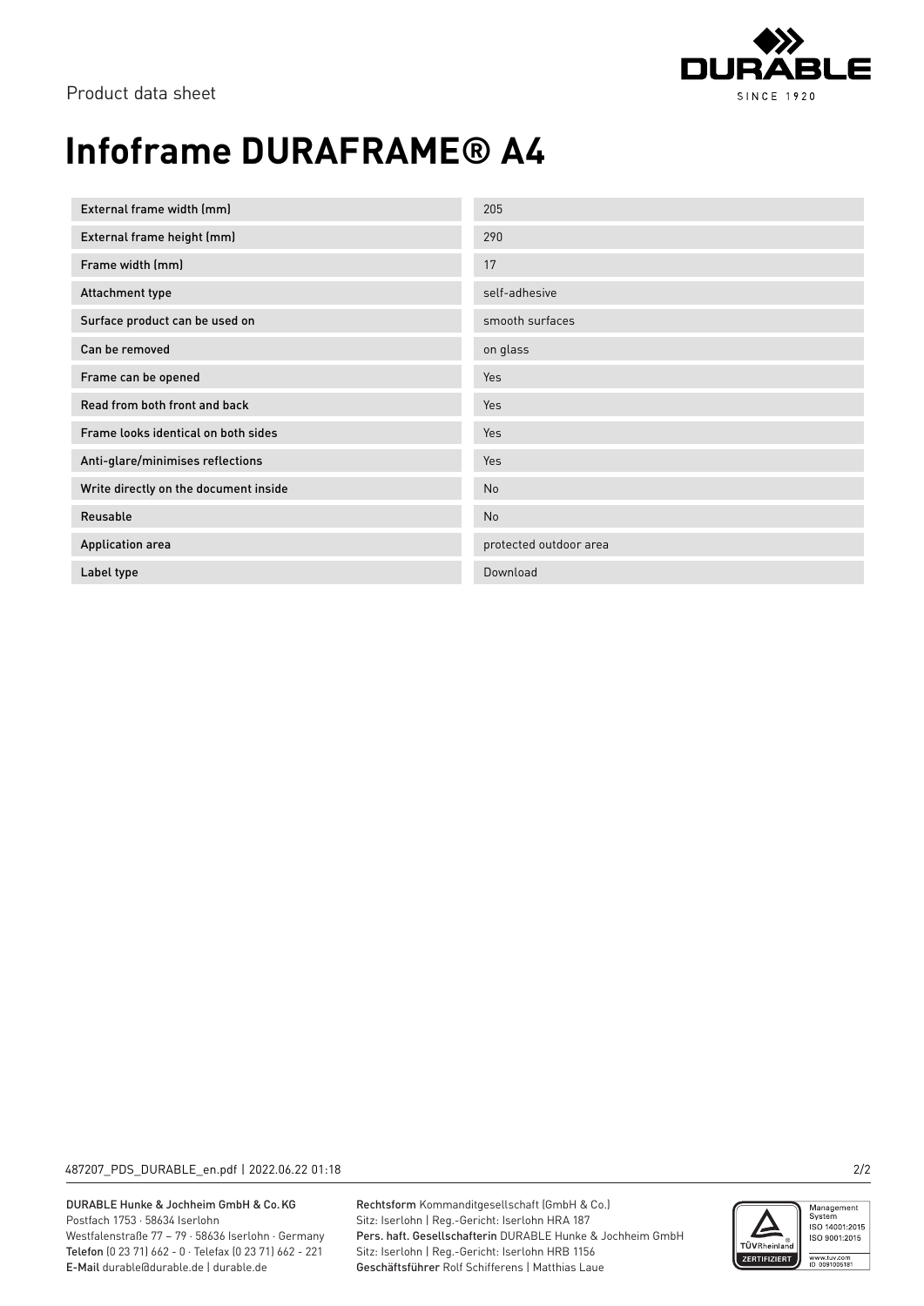# Infoframe DURAFRAME® A4

| | |
|---|---|
| External frame width (mm) | 205 |
| External frame height (mm) | 290 |
| Frame width (mm) | 17 |
| Attachment type | self-adhesive |
| Surface product can be used on | smooth surfaces |
| Can be removed | on glass |
| Frame can be opened | Yes |
| Read from both front and back | Yes |
| Frame looks identical on both sides | Yes |
| Anti-glare/minimises reflections | Yes |
| Write directly on the document inside | No |
| Reusable | No |
| Application area | protected outdoor area |
| Label type | Download |